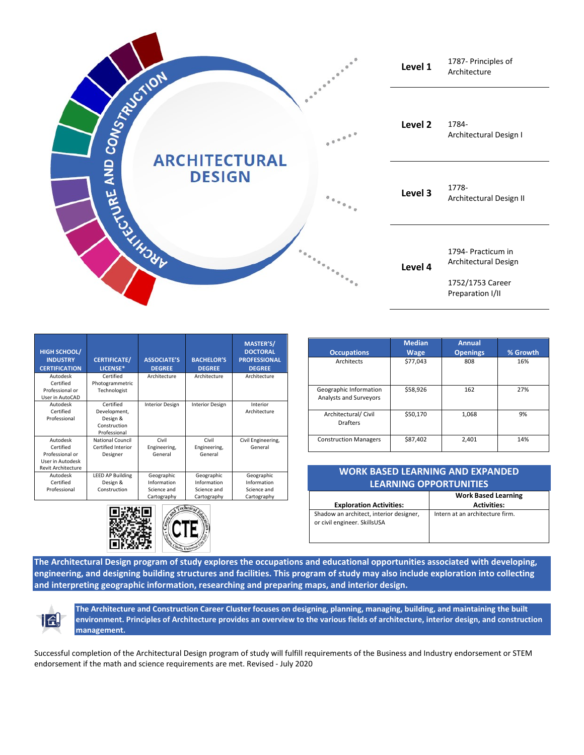# ARCHITECTURAL DESIGN

ARCHITECTURE AND CONSTRUCTION

| Level | Course |
|---|---|
| **Level 1** | 1787- Principles of Architecture |
| **Level 2** | 1784- Architectural Design I |
| **Level 3** | 1778- Architectural Design II |
| **Level 4** | 1794- Practicum in Architectural Design<br>1752/1753 Career Preparation I/II |

| HIGH SCHOOL/ INDUSTRY CERTIFICATION | CERTIFICATE/ LICENSE* | ASSOCIATE'S DEGREE | BACHELOR'S DEGREE | MASTER'S/ DOCTORAL PROFESSIONAL DEGREE |
|---|---|---|---|---|
| Autodesk Certified Professional or User in AutoCAD | Certified Photogrammetric Technologist | Architecture | Architecture | Architecture |
| Autodesk Certified Professional | Certified Development, Design & Construction Professional | Interior Design | Interior Design | Interior Architecture |
| Autodesk Certified Professional or User in Autodesk Revit Architecture | National Council Certified Interior Designer | Civil Engineering, General | Civil Engineering, General | Civil Engineering, General |
| Autodesk Certified Professional | LEED AP Building Design & Construction | Geographic Information Science and Cartography | Geographic Information Science and Cartography | Geographic Information Science and Cartography |

| Occupations | Median Wage | Annual Openings | % Growth |
|---|---|---|---|
| Architects | $77,043 | 808 | 16% |
| Geographic Information Analysts and Surveyors | $58,926 | 162 | 27% |
| Architectural/ Civil Drafters | $50,170 | 1,068 | 9% |
| Construction Managers | $87,402 | 2,401 | 14% |

## WORK BASED LEARNING AND EXPANDED LEARNING OPPORTUNITIES

| Exploration Activities: | Work Based Learning Activities: |
|---|---|
| Shadow an architect, interior designer, or civil engineer. SkillsUSA | Intern at an architecture firm. |

**The Architectural Design program of study explores the occupations and educational opportunities associated with developing, engineering, and designing building structures and facilities. This program of study may also include exploration into collecting and interpreting geographic information, researching and preparing maps, and interior design.**

**The Architecture and Construction Career Cluster focuses on designing, planning, managing, building, and maintaining the built environment. Principles of Architecture provides an overview to the various fields of architecture, interior design, and construction management.**

Successful completion of the Architectural Design program of study will fulfill requirements of the Business and Industry endorsement or STEM endorsement if the math and science requirements are met. Revised - July 2020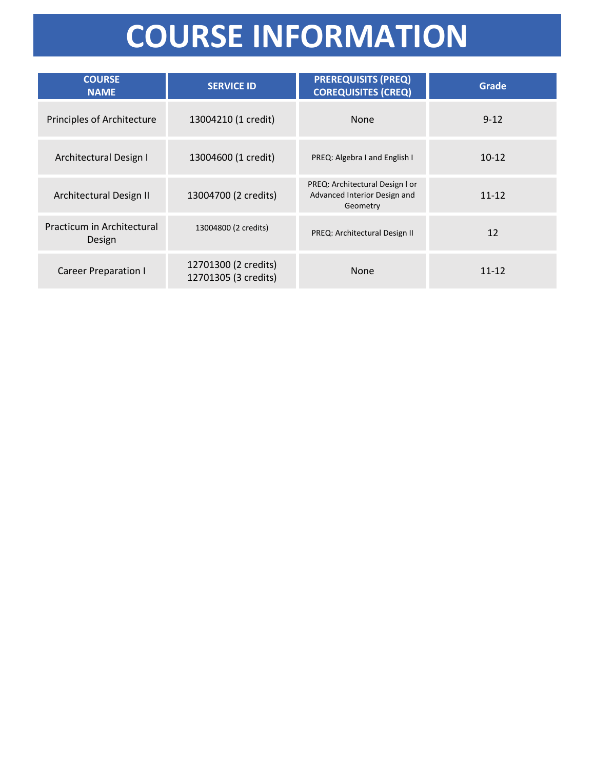# COURSE INFORMATION

| COURSE NAME | SERVICE ID | PREREQUISITS (PREQ) COREQUISITES (CREQ) | Grade |
|---|---|---|---|
| Principles of Architecture | 13004210 (1 credit) | None | 9-12 |
| Architectural Design I | 13004600 (1 credit) | PREQ: Algebra I and English I | 10-12 |
| Architectural Design II | 13004700 (2 credits) | PREQ: Architectural Design l or Advanced Interior Design and Geometry | 11-12 |
| Practicum in Architectural Design | 13004800 (2 credits) | PREQ: Architectural Design II | 12 |
| Career Preparation I | 12701300 (2 credits)<br>12701305 (3 credits) | None | 11-12 |